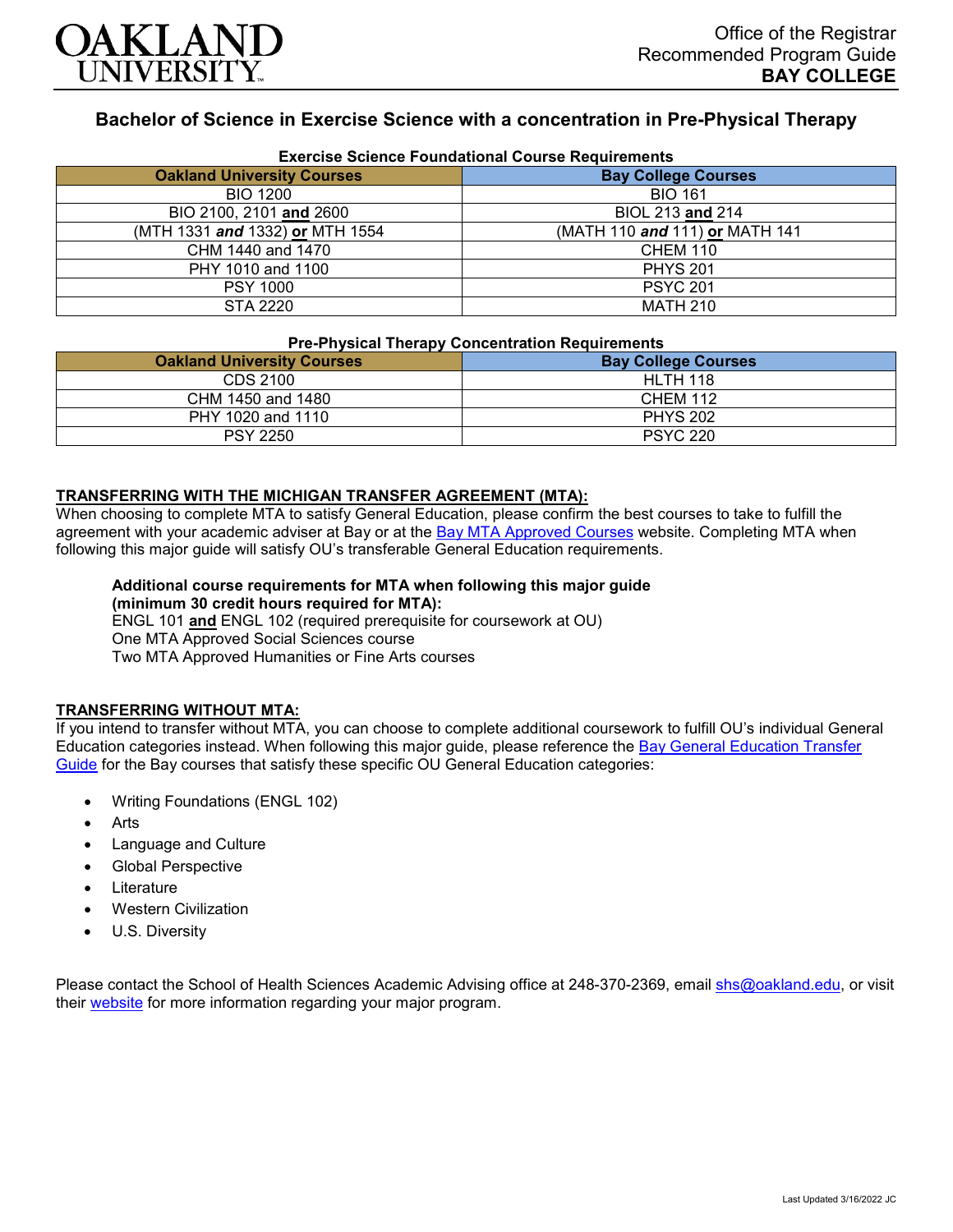# Bachelor of Science in Exercise Science with a concentration in Pre-Physical Therapy

Office of the Registrar
Recommended Program Guide
**BAY COLLEGE**

**Exercise Science Foundational Course Requirements**

| Oakland University Courses | Bay College Courses |
|---|---|
| BIO 1200 | BIO 161 |
| BIO 2100, 2101 **and** 2600 | BIOL 213 **and** 214 |
| (MTH 1331 ***and*** 1332) **or** MTH 1554 | (MATH 110 ***and*** 111) **or** MATH 141 |
| CHM 1440 and 1470 | CHEM 110 |
| PHY 1010 and 1100 | PHYS 201 |
| PSY 1000 | PSYC 201 |
| STA 2220 | MATH 210 |

**Pre-Physical Therapy Concentration Requirements**

| Oakland University Courses | Bay College Courses |
|---|---|
| CDS 2100 | HLTH 118 |
| CHM 1450 and 1480 | CHEM 112 |
| PHY 1020 and 1110 | PHYS 202 |
| PSY 2250 | PSYC 220 |

## TRANSFERRING WITH THE MICHIGAN TRANSFER AGREEMENT (MTA):

When choosing to complete MTA to satisfy General Education, please confirm the best courses to take to fulfill the agreement with your academic adviser at Bay or at the Bay MTA Approved Courses website. Completing MTA when following this major guide will satisfy OU's transferable General Education requirements.

**Additional course requirements for MTA when following this major guide (minimum 30 credit hours required for MTA):**
ENGL 101 **and** ENGL 102 (required prerequisite for coursework at OU)
One MTA Approved Social Sciences course
Two MTA Approved Humanities or Fine Arts courses

## TRANSFERRING WITHOUT MTA:

If you intend to transfer without MTA, you can choose to complete additional coursework to fulfill OU's individual General Education categories instead. When following this major guide, please reference the Bay General Education Transfer Guide for the Bay courses that satisfy these specific OU General Education categories:

- Writing Foundations (ENGL 102)
- Arts
- Language and Culture
- Global Perspective
- Literature
- Western Civilization
- U.S. Diversity

Please contact the School of Health Sciences Academic Advising office at 248-370-2369, email shs@oakland.edu, or visit their website for more information regarding your major program.

Last Updated 3/16/2022 JC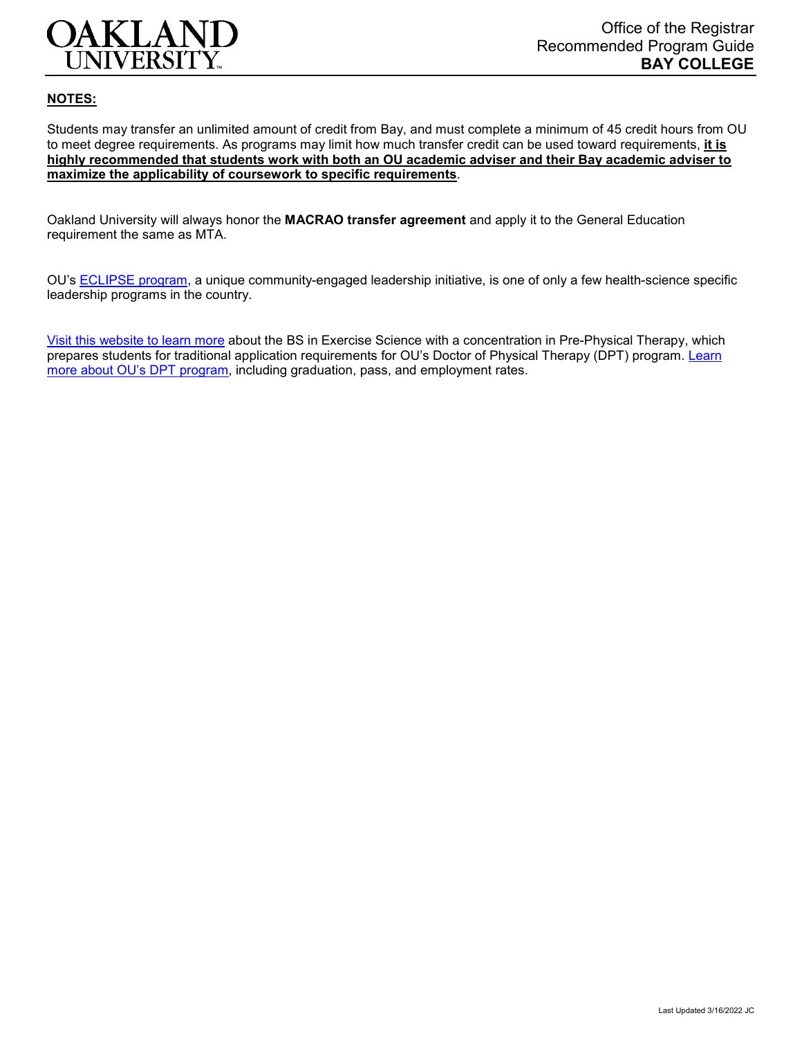**NOTES:**

Students may transfer an unlimited amount of credit from Bay, and must complete a minimum of 45 credit hours from OU to meet degree requirements. As programs may limit how much transfer credit can be used toward requirements, **it is highly recommended that students work with both an OU academic adviser and their Bay academic adviser to maximize the applicability of coursework to specific requirements**.

Oakland University will always honor the **MACRAO transfer agreement** and apply it to the General Education requirement the same as MTA.

OU's ECLIPSE program, a unique community-engaged leadership initiative, is one of only a few health-science specific leadership programs in the country.

Visit this website to learn more about the BS in Exercise Science with a concentration in Pre-Physical Therapy, which prepares students for traditional application requirements for OU's Doctor of Physical Therapy (DPT) program. Learn more about OU's DPT program, including graduation, pass, and employment rates.

Last Updated 3/16/2022 JC